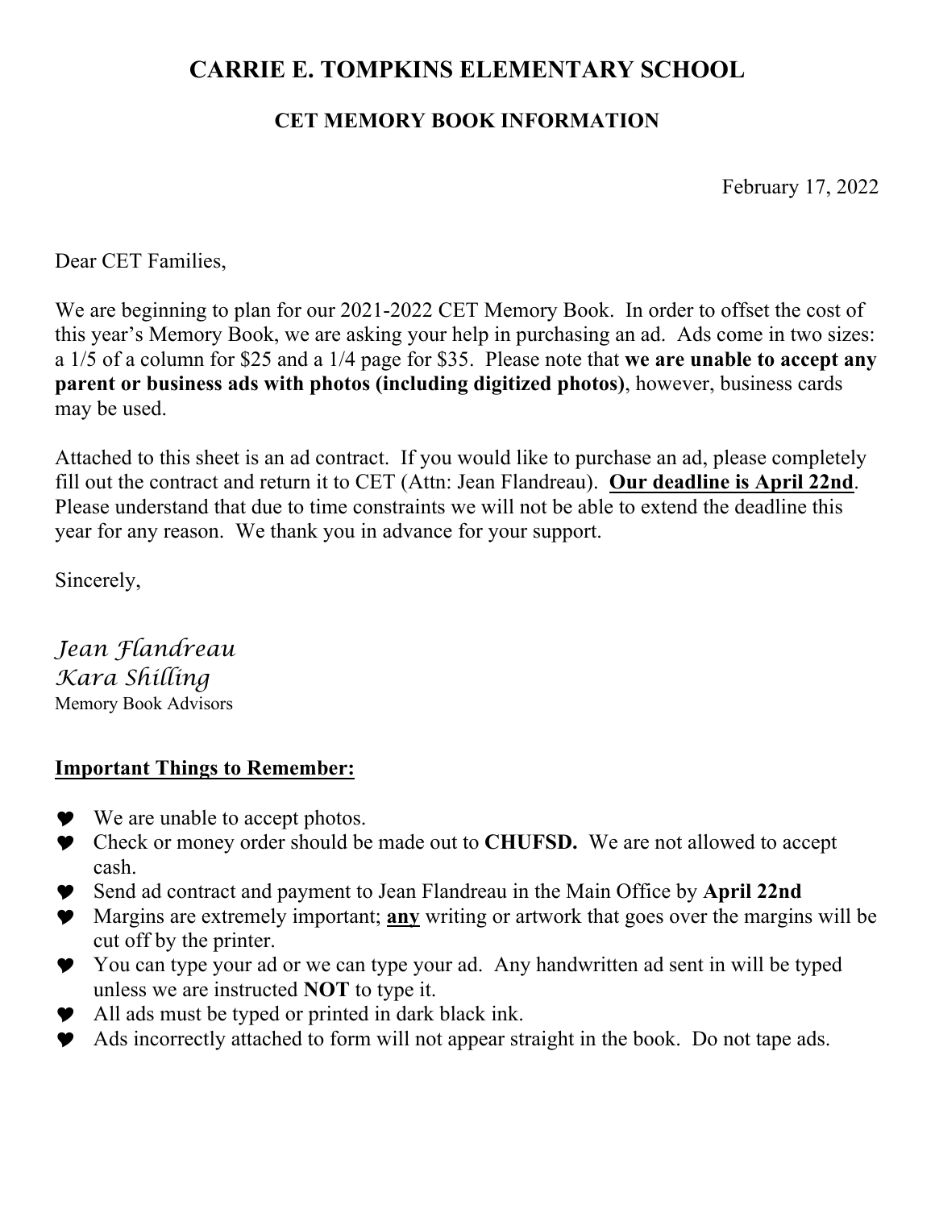# CARRIE E. TOMPKINS ELEMENTARY SCHOOL

## CET MEMORY BOOK INFORMATION

February 17, 2022

Dear CET Families,

We are beginning to plan for our 2021-2022 CET Memory Book. In order to offset the cost of this year's Memory Book, we are asking your help in purchasing an ad. Ads come in two sizes: a 1/5 of a column for $25 and a 1/4 page for $35. Please note that **we are unable to accept any parent or business ads with photos (including digitized photos)**, however, business cards may be used.

Attached to this sheet is an ad contract. If you would like to purchase an ad, please completely fill out the contract and return it to CET (Attn: Jean Flandreau). **<u>Our deadline is April 22nd</u>**. Please understand that due to time constraints we will not be able to extend the deadline this year for any reason. We thank you in advance for your support.

Sincerely,

*Jean Flandreau*
*Kara Shilling*
Memory Book Advisors

**<u>Important Things to Remember:</u>**

- We are unable to accept photos.
- Check or money order should be made out to **CHUFSD.** We are not allowed to accept cash.
- Send ad contract and payment to Jean Flandreau in the Main Office by **April 22nd**
- Margins are extremely important; **<u>any</u>** writing or artwork that goes over the margins will be cut off by the printer.
- You can type your ad or we can type your ad. Any handwritten ad sent in will be typed unless we are instructed **NOT** to type it.
- All ads must be typed or printed in dark black ink.
- Ads incorrectly attached to form will not appear straight in the book. Do not tape ads.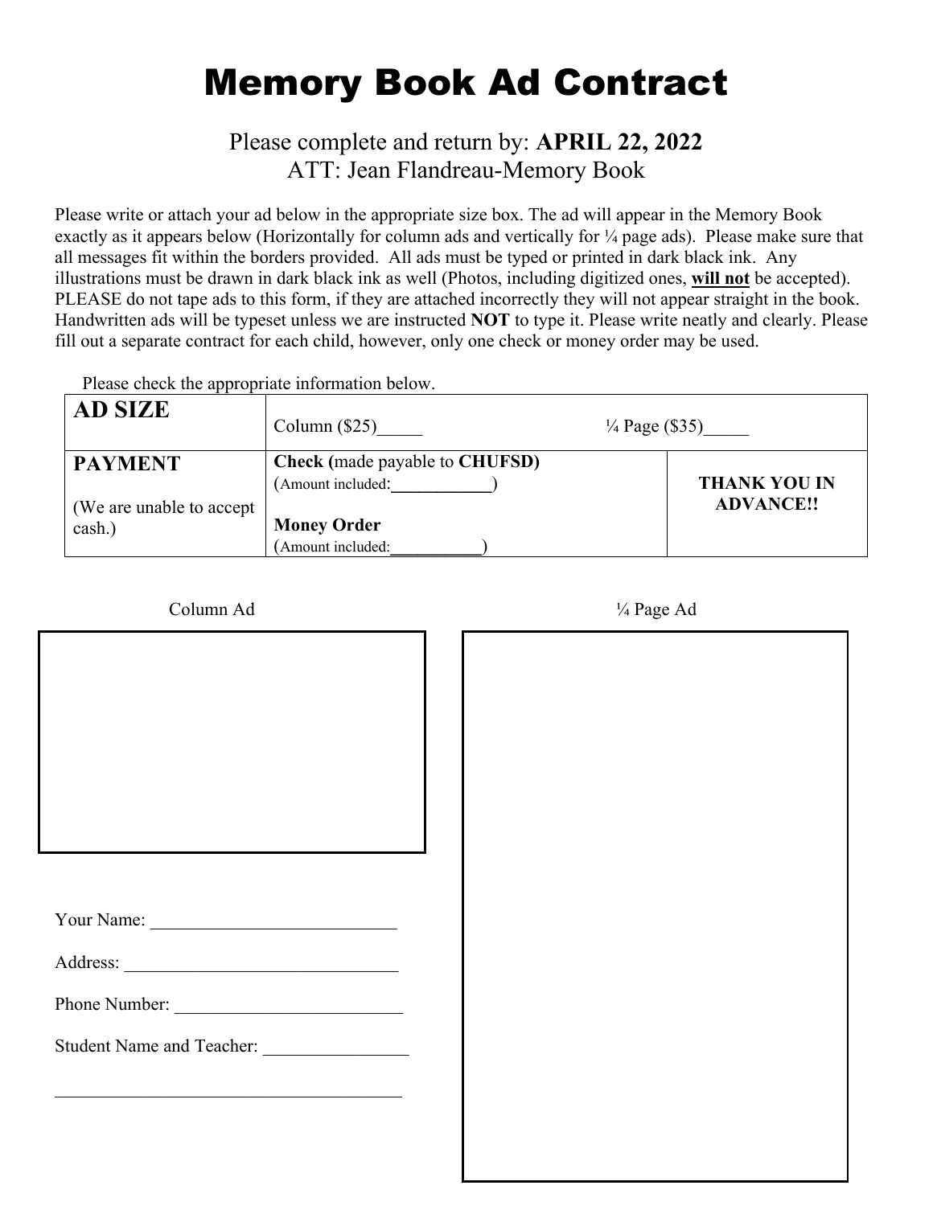# Memory Book Ad Contract

Please complete and return by: **APRIL 22, 2022**
ATT: Jean Flandreau-Memory Book

Please write or attach your ad below in the appropriate size box. The ad will appear in the Memory Book exactly as it appears below (Horizontally for column ads and vertically for ¼ page ads). Please make sure that all messages fit within the borders provided. All ads must be typed or printed in dark black ink. Any illustrations must be drawn in dark black ink as well (Photos, including digitized ones, **will not** be accepted). PLEASE do not tape ads to this form, if they are attached incorrectly they will not appear straight in the book. Handwritten ads will be typeset unless we are instructed **NOT** to type it. Please write neatly and clearly. Please fill out a separate contract for each child, however, only one check or money order may be used.

Please check the appropriate information below.

| | | |
|---|---|---|
| **AD SIZE** | Column ($25)_____ | ¼ Page ($35)_____ |
| **PAYMENT**<br><br>(We are unable to accept cash.) | **Check (**made payable to **CHUFSD)**<br>(Amount included:____________)<br><br>**Money Order**<br>(Amount included:___________) | **THANK YOU IN ADVANCE!!** |

Column Ad

¼ Page Ad

Your Name: ___________________________

Address: ______________________________

Phone Number: _________________________

Student Name and Teacher: ________________

_______________________________________